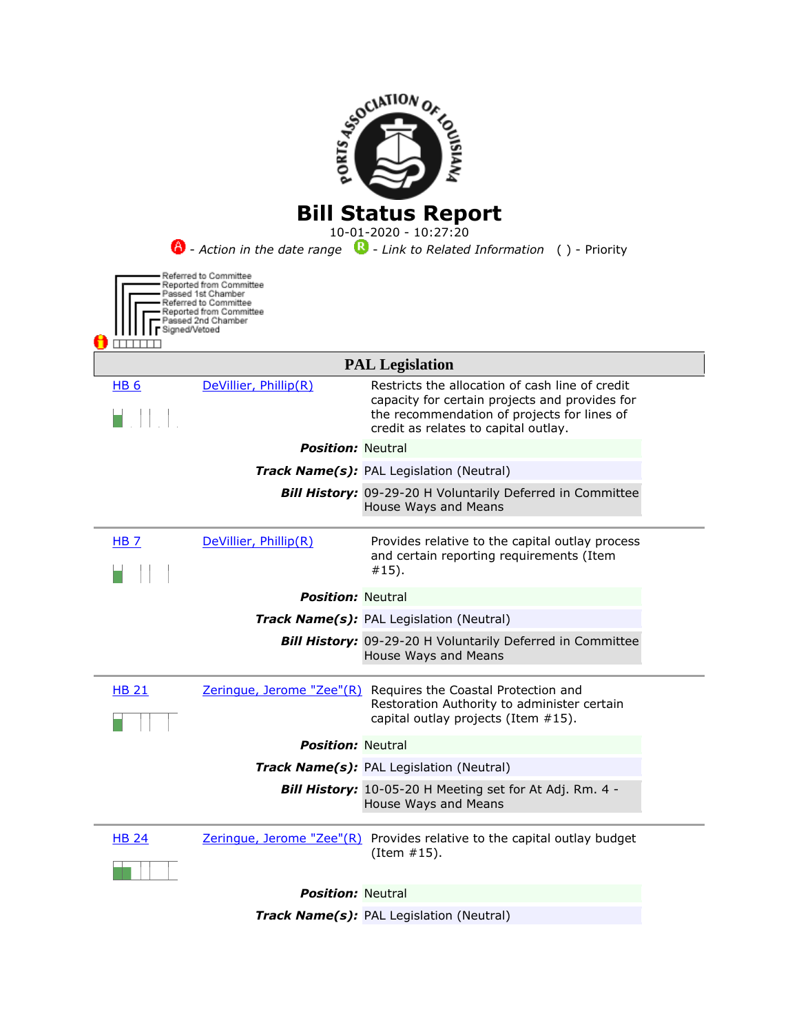# Bill Status Report

10-01-2020 - 10:27:20

- Action in the date range - Link to Related Information ( ) - Priority

Referred to Committee
Reported from Committee
Passed 1st Chamber
Referred to Committee
Reported from Committee
Passed 2nd Chamber
Signed/Vetoed

## PAL Legislation

**HB 6** — DeVillier, Phillip(R)

Restricts the allocation of cash line of credit capacity for certain projects and provides for the recommendation of projects for lines of credit as relates to capital outlay.

***Position:*** Neutral

***Track Name(s):*** PAL Legislation (Neutral)

***Bill History:*** 09-29-20 H Voluntarily Deferred in Committee House Ways and Means

---

**HB 7** — DeVillier, Phillip(R)

Provides relative to the capital outlay process and certain reporting requirements (Item #15).

***Position:*** Neutral

***Track Name(s):*** PAL Legislation (Neutral)

***Bill History:*** 09-29-20 H Voluntarily Deferred in Committee House Ways and Means

---

**HB 21** — Zeringue, Jerome "Zee"(R)

Requires the Coastal Protection and Restoration Authority to administer certain capital outlay projects (Item #15).

***Position:*** Neutral

***Track Name(s):*** PAL Legislation (Neutral)

***Bill History:*** 10-05-20 H Meeting set for At Adj. Rm. 4 - House Ways and Means

---

**HB 24** — Zeringue, Jerome "Zee"(R)

Provides relative to the capital outlay budget (Item #15).

***Position:*** Neutral

***Track Name(s):*** PAL Legislation (Neutral)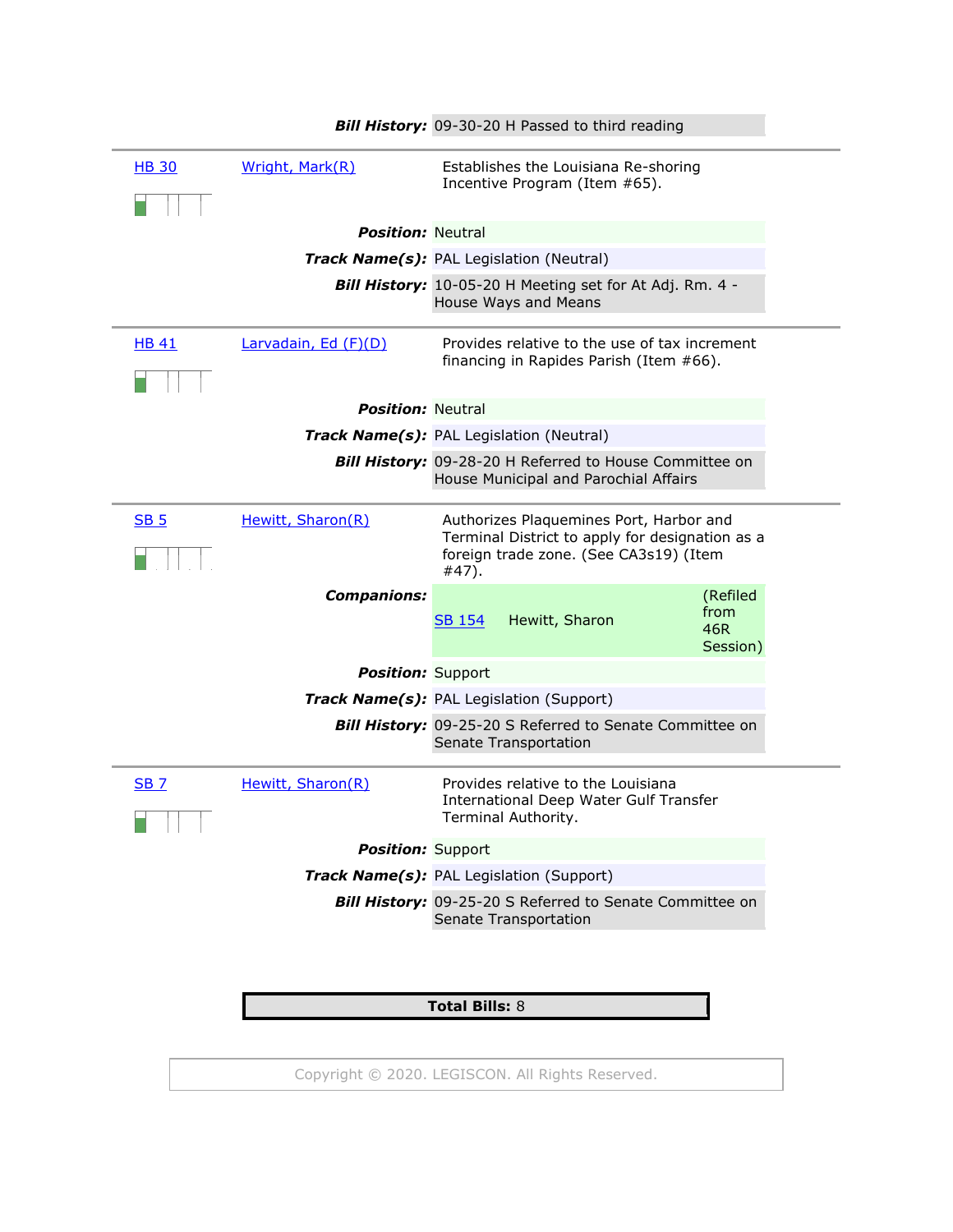**Bill History:** 09-30-20 H Passed to third reading

---

[HB 30](#) | [Wright, Mark(R)](#)

Establishes the Louisiana Re-shoring Incentive Program (Item #65).

**Position:** Neutral

**Track Name(s):** PAL Legislation (Neutral)

**Bill History:** 10-05-20 H Meeting set for At Adj. Rm. 4 - House Ways and Means

---

[HB 41](#) | [Larvadain, Ed (F)(D)](#)

Provides relative to the use of tax increment financing in Rapides Parish (Item #66).

**Position:** Neutral

**Track Name(s):** PAL Legislation (Neutral)

**Bill History:** 09-28-20 H Referred to House Committee on House Municipal and Parochial Affairs

---

[SB 5](#) | [Hewitt, Sharon(R)](#)

Authorizes Plaquemines Port, Harbor and Terminal District to apply for designation as a foreign trade zone. (See CA3s19) (Item #47).

**Companions:** [SB 154](#) Hewitt, Sharon (Refiled from 46R Session)

**Position:** Support

**Track Name(s):** PAL Legislation (Support)

**Bill History:** 09-25-20 S Referred to Senate Committee on Senate Transportation

---

[SB 7](#) | [Hewitt, Sharon(R)](#)

Provides relative to the Louisiana International Deep Water Gulf Transfer Terminal Authority.

**Position:** Support

**Track Name(s):** PAL Legislation (Support)

**Bill History:** 09-25-20 S Referred to Senate Committee on Senate Transportation

---

**Total Bills:** 8

Copyright © 2020. LEGISCON. All Rights Reserved.